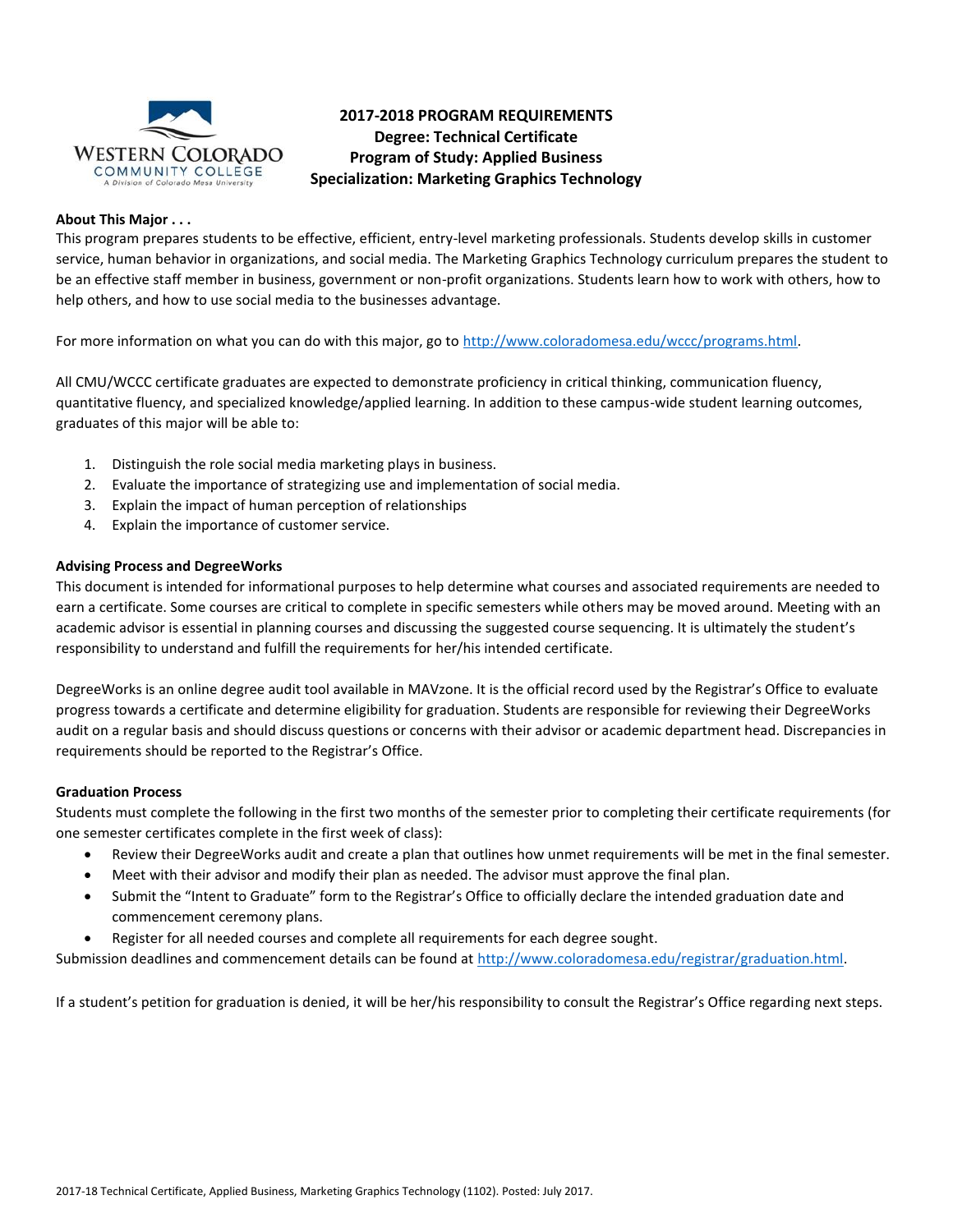# 2017-2018 PROGRAM REQUIREMENTS
## Degree: Technical Certificate
## Program of Study: Applied Business
## Specialization: Marketing Graphics Technology

**About This Major . . .**

This program prepares students to be effective, efficient, entry-level marketing professionals. Students develop skills in customer service, human behavior in organizations, and social media. The Marketing Graphics Technology curriculum prepares the student to be an effective staff member in business, government or non-profit organizations. Students learn how to work with others, how to help others, and how to use social media to the businesses advantage.

For more information on what you can do with this major, go to http://www.coloradomesa.edu/wccc/programs.html.

All CMU/WCCC certificate graduates are expected to demonstrate proficiency in critical thinking, communication fluency, quantitative fluency, and specialized knowledge/applied learning. In addition to these campus-wide student learning outcomes, graduates of this major will be able to:

1. Distinguish the role social media marketing plays in business.
2. Evaluate the importance of strategizing use and implementation of social media.
3. Explain the impact of human perception of relationships
4. Explain the importance of customer service.

**Advising Process and DegreeWorks**

This document is intended for informational purposes to help determine what courses and associated requirements are needed to earn a certificate. Some courses are critical to complete in specific semesters while others may be moved around. Meeting with an academic advisor is essential in planning courses and discussing the suggested course sequencing. It is ultimately the student's responsibility to understand and fulfill the requirements for her/his intended certificate.

DegreeWorks is an online degree audit tool available in MAVzone. It is the official record used by the Registrar's Office to evaluate progress towards a certificate and determine eligibility for graduation. Students are responsible for reviewing their DegreeWorks audit on a regular basis and should discuss questions or concerns with their advisor or academic department head. Discrepancies in requirements should be reported to the Registrar's Office.

**Graduation Process**

Students must complete the following in the first two months of the semester prior to completing their certificate requirements (for one semester certificates complete in the first week of class):

- Review their DegreeWorks audit and create a plan that outlines how unmet requirements will be met in the final semester.
- Meet with their advisor and modify their plan as needed. The advisor must approve the final plan.
- Submit the "Intent to Graduate" form to the Registrar's Office to officially declare the intended graduation date and commencement ceremony plans.
- Register for all needed courses and complete all requirements for each degree sought.

Submission deadlines and commencement details can be found at http://www.coloradomesa.edu/registrar/graduation.html.

If a student's petition for graduation is denied, it will be her/his responsibility to consult the Registrar's Office regarding next steps.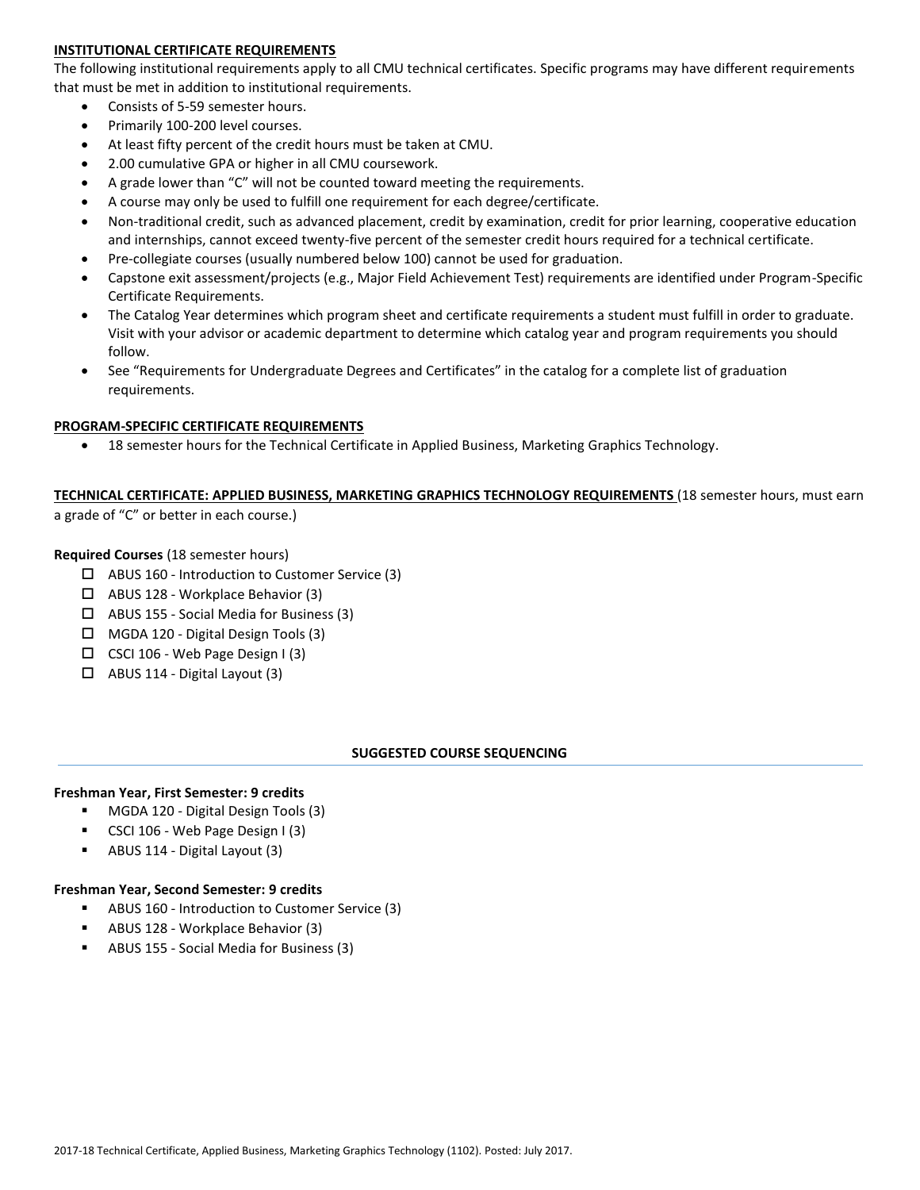**INSTITUTIONAL CERTIFICATE REQUIREMENTS**

The following institutional requirements apply to all CMU technical certificates. Specific programs may have different requirements that must be met in addition to institutional requirements.

- Consists of 5-59 semester hours.
- Primarily 100-200 level courses.
- At least fifty percent of the credit hours must be taken at CMU.
- 2.00 cumulative GPA or higher in all CMU coursework.
- A grade lower than "C" will not be counted toward meeting the requirements.
- A course may only be used to fulfill one requirement for each degree/certificate.
- Non-traditional credit, such as advanced placement, credit by examination, credit for prior learning, cooperative education and internships, cannot exceed twenty-five percent of the semester credit hours required for a technical certificate.
- Pre-collegiate courses (usually numbered below 100) cannot be used for graduation.
- Capstone exit assessment/projects (e.g., Major Field Achievement Test) requirements are identified under Program-Specific Certificate Requirements.
- The Catalog Year determines which program sheet and certificate requirements a student must fulfill in order to graduate. Visit with your advisor or academic department to determine which catalog year and program requirements you should follow.
- See "Requirements for Undergraduate Degrees and Certificates" in the catalog for a complete list of graduation requirements.

**PROGRAM-SPECIFIC CERTIFICATE REQUIREMENTS**

- 18 semester hours for the Technical Certificate in Applied Business, Marketing Graphics Technology.

**TECHNICAL CERTIFICATE: APPLIED BUSINESS, MARKETING GRAPHICS TECHNOLOGY REQUIREMENTS** (18 semester hours, must earn a grade of "C" or better in each course.)

**Required Courses** (18 semester hours)

- ☐ ABUS 160 - Introduction to Customer Service (3)
- ☐ ABUS 128 - Workplace Behavior (3)
- ☐ ABUS 155 - Social Media for Business (3)
- ☐ MGDA 120 - Digital Design Tools (3)
- ☐ CSCI 106 - Web Page Design I (3)
- ☐ ABUS 114 - Digital Layout (3)

**SUGGESTED COURSE SEQUENCING**

**Freshman Year, First Semester: 9 credits**

- MGDA 120 - Digital Design Tools (3)
- CSCI 106 - Web Page Design I (3)
- ABUS 114 - Digital Layout (3)

**Freshman Year, Second Semester: 9 credits**

- ABUS 160 - Introduction to Customer Service (3)
- ABUS 128 - Workplace Behavior (3)
- ABUS 155 - Social Media for Business (3)